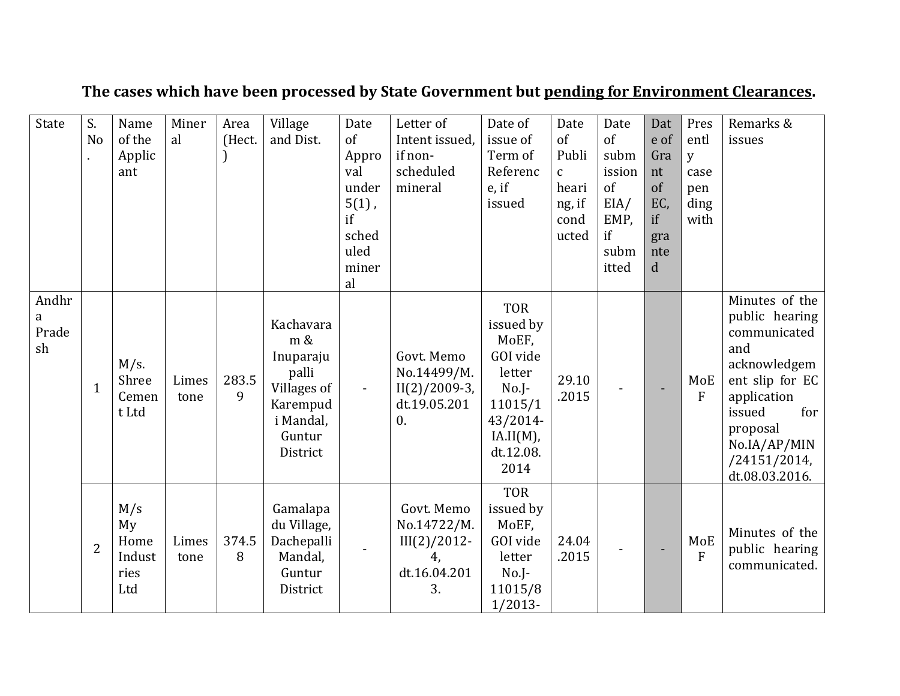**The cases which have been processed by State Government but pending for Environment Clearances.**

| State | S. No. | Name of the Applicant | Mineral | Area (Hect.) | Village and Dist. | Date of Approval under 5(1) , if scheduled mineral | Letter of Intent issued, if non-scheduled mineral | Date of issue of Term of Reference, if issued | Date of Public hearing, if conducted | Date of submission of EIA/ EMP, if submitted | Date of Grant of EC, if granted | Presently case pending with | Remarks & issues |
|---|---|---|---|---|---|---|---|---|---|---|---|---|---|
| Andhra Pradesh | 1 | M/s. Shree Cement Ltd | Limestone | 283.59 | Kachavaram & Inuparajupalli Villages of Karempudi Mandal, Guntur District | - | Govt. Memo No.14499/M.II(2)/2009-3, dt.19.05.2010. | TOR issued by MoEF, GOI vide letter No.J-11015/143/2014-IA.II(M), dt.12.08.2014 | 29.10.2015 | - | - | MoEF | Minutes of the public hearing communicated and acknowledgement slip for EC application issued for proposal No.IA/AP/MIN/24151/2014, dt.08.03.2016. |
| | 2 | M/s My Home Industries Ltd | Limestone | 374.58 | Gamalapadu Village, Dachepalli Mandal, Guntur District | - | Govt. Memo No.14722/M.III(2)/2012-4, dt.16.04.2013. | TOR issued by MoEF, GOI vide letter No.J-11015/81/2013- | 24.04.2015 | - | - | MoEF | Minutes of the public hearing communicated. |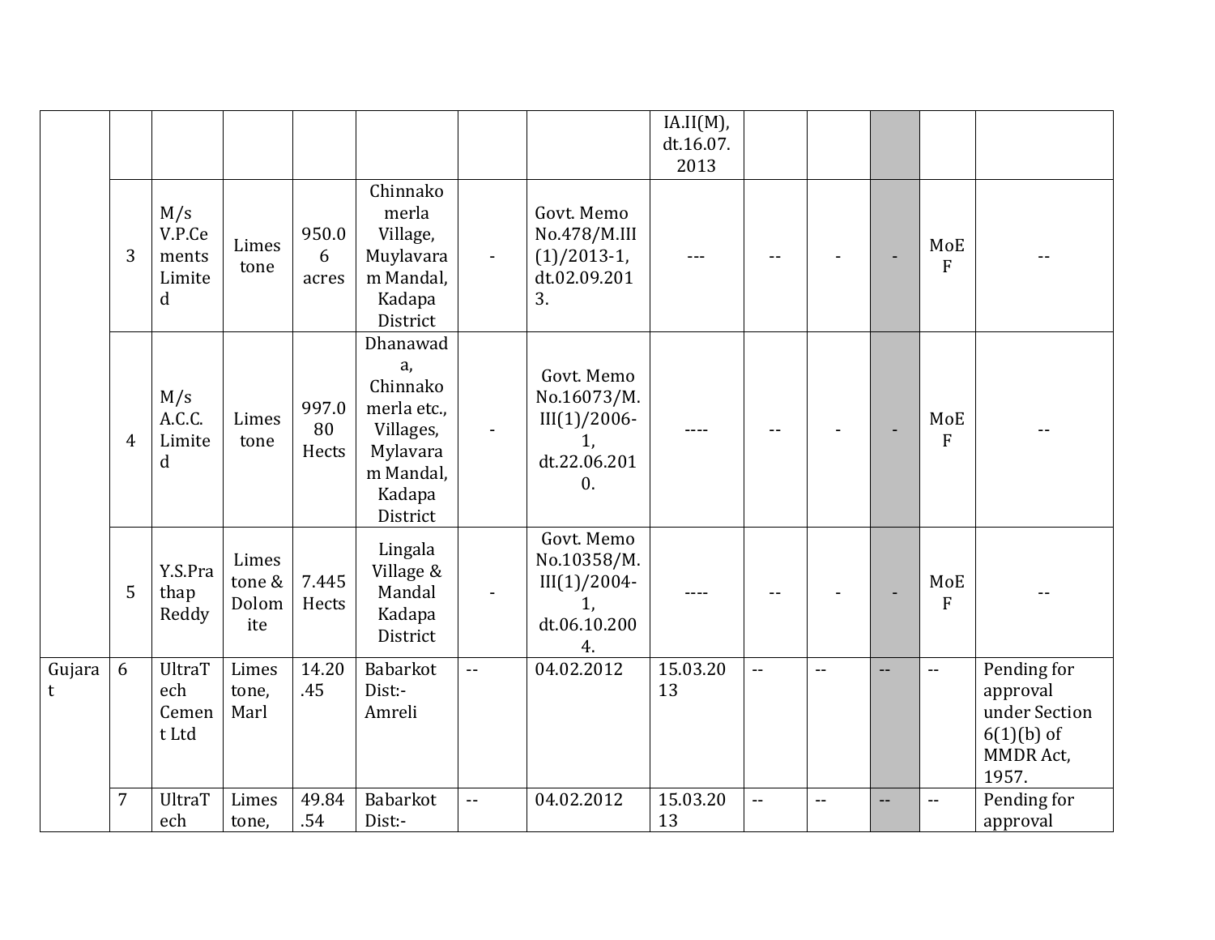| | | | | | | | | | | | | | |
|---|---|---|---|---|---|---|---|---|---|---|---|---|---|
| | | | | | | | | IA.II(M), dt.16.07.2013 | | | | | |
| | 3 | M/s V.P.Cements Limited | Limestone | 950.06 acres | Chinnakomerla Village, Muylavaram Mandal, Kadapa District | - | Govt. Memo No.478/M.III (1)/2013-1, dt.02.09.2013. | --- | -- | - | - | MoEF | -- |
| | 4 | M/s A.C.C. Limited | Limestone | 997.080 Hects | Dhanawada, Chinnakomerla etc., Villages, Mylavaram Mandal, Kadapa District | - | Govt. Memo No.16073/M.III(1)/2006-1, dt.22.06.2010. | ---- | -- | - | - | MoEF | -- |
| | 5 | Y.S.Prathap Reddy | Limestone & Dolomite | 7.445 Hects | Lingala Village & Mandal Kadapa District | - | Govt. Memo No.10358/M.III(1)/2004-1, dt.06.10.2004. | ---- | -- | - | - | MoEF | -- |
| Gujarat | 6 | UltraTech Cement Ltd | Limestone, Marl | 14.20.45 | Babarkot Dist:- Amreli | -- | 04.02.2012 | 15.03.2013 | -- | -- | -- | -- | Pending for approval under Section 6(1)(b) of MMDR Act, 1957. |
| | 7 | UltraTech | Limestone, | 49.84.54 | Babarkot Dist:- | -- | 04.02.2012 | 15.03.2013 | -- | -- | -- | -- | Pending for approval |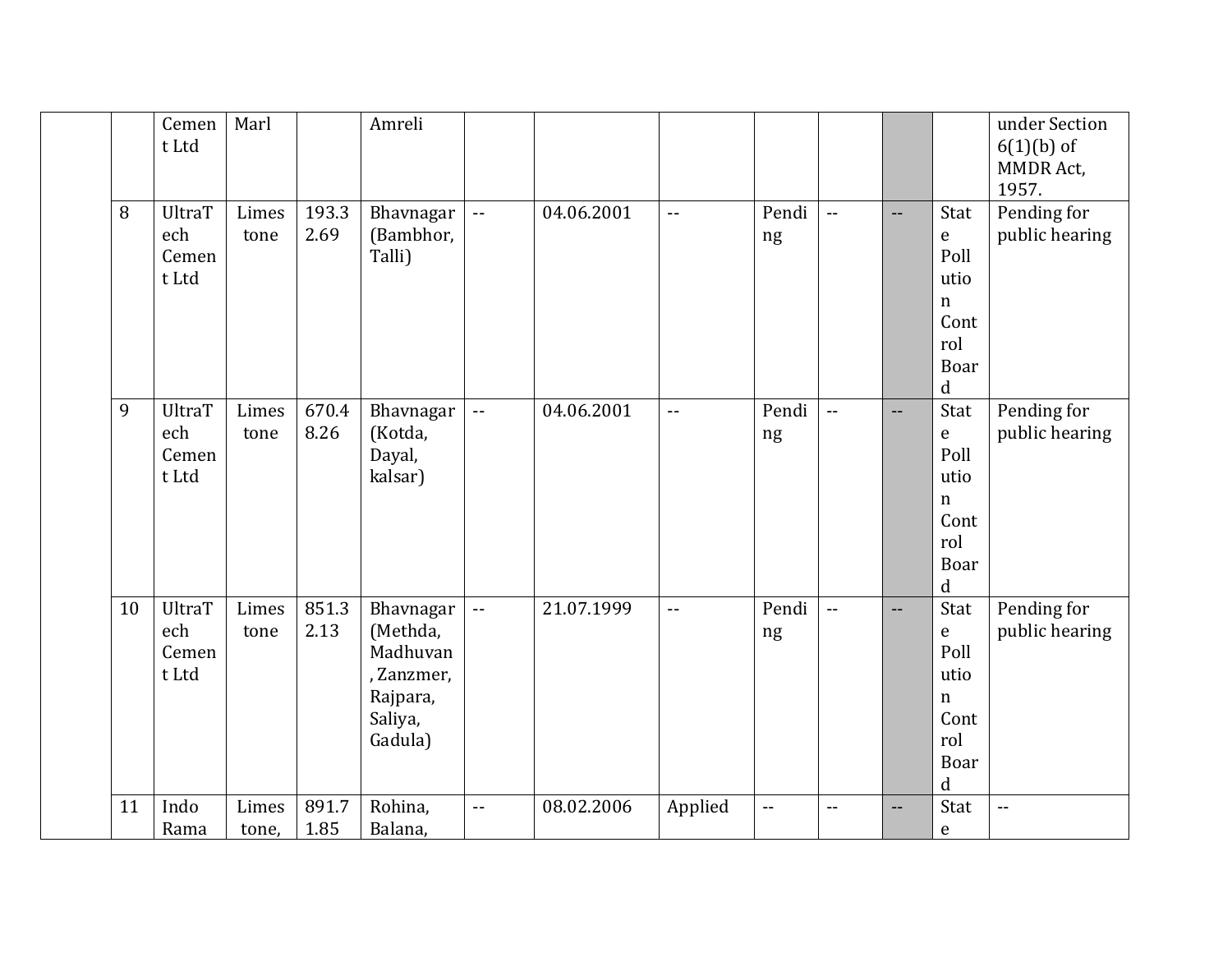|  |  |  |  |  |  |  |  |  |  |  |  |  |  |
|---|---|---|---|---|---|---|---|---|---|---|---|---|---|
|  |  | Cement Ltd | Marl |  | Amreli |  |  |  |  |  |  |  | under Section 6(1)(b) of MMDR Act, 1957. |
|  | 8 | UltraTech Cement Ltd | Limestone | 193.32.69 | Bhavnagar (Bambhor, Talli) | -- | 04.06.2001 | -- | Pending | -- | -- | State Pollution Control Board | Pending for public hearing |
|  | 9 | UltraTech Cement Ltd | Limestone | 670.48.26 | Bhavnagar (Kotda, Dayal, kalsar) | -- | 04.06.2001 | -- | Pending | -- | -- | State Pollution Control Board | Pending for public hearing |
|  | 10 | UltraTech Cement Ltd | Limestone | 851.32.13 | Bhavnagar (Methda, Madhuvan, Zanzmer, Rajpara, Saliya, Gadula) | -- | 21.07.1999 | -- | Pending | -- | -- | State Pollution Control Board | Pending for public hearing |
|  | 11 | Indo Rama | Limestone, | 891.71.85 | Rohina, Balana, | -- | 08.02.2006 | Applied | -- | -- | -- | State | -- |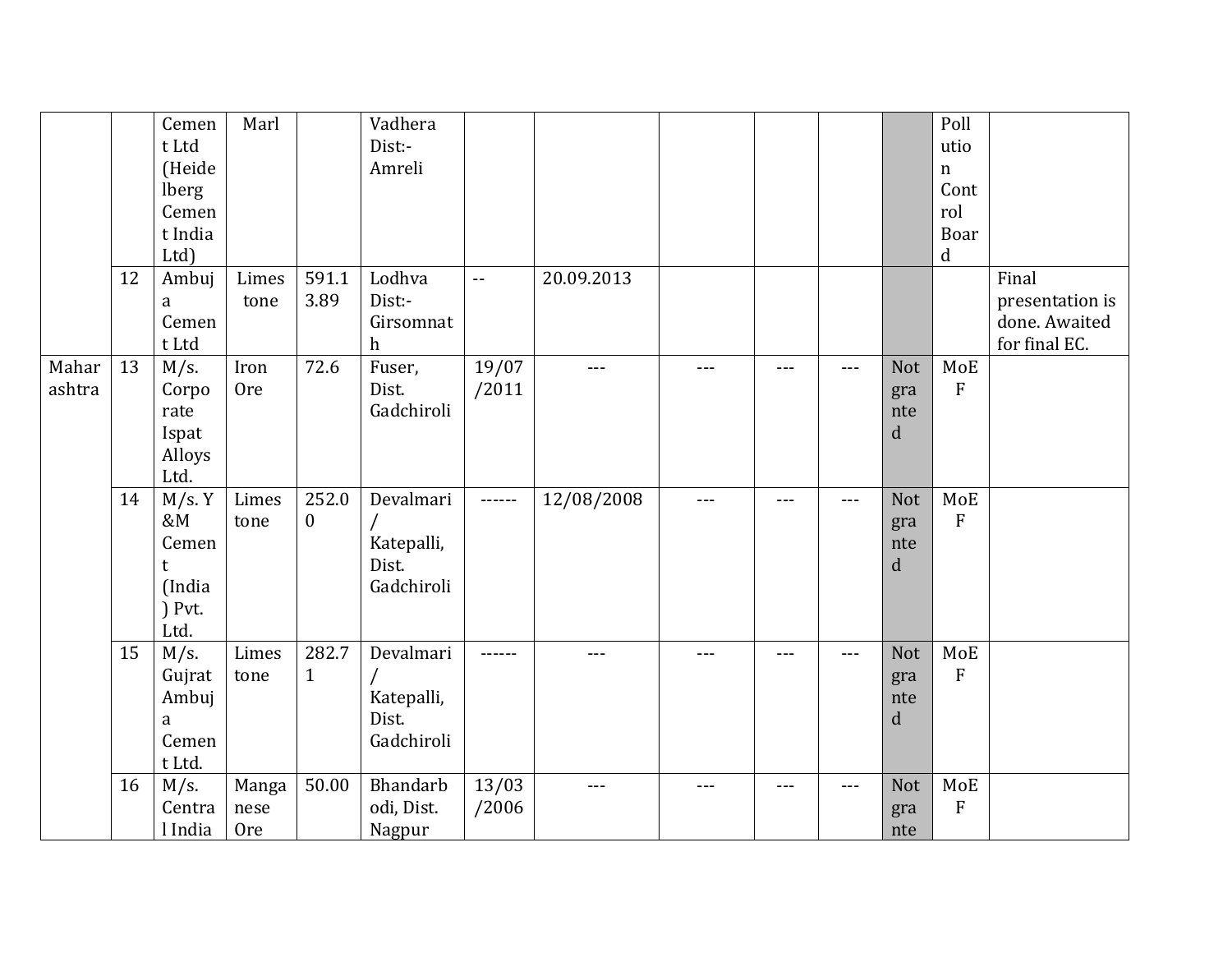| | | | | | | | | | | | | | |
|---|---|---|---|---|---|---|---|---|---|---|---|---|---|
| | | Cement Ltd (Heidelberg Cement India Ltd) | Marl | | Vadhera Dist:- Amreli | | | | | | | Pollution Control Board | |
| | 12 | Ambuja Cement Ltd | Limestone | 591.13.89 | Lodhva Dist:- Girsomnath | -- | 20.09.2013 | | | | | | Final presentation is done. Awaited for final EC. |
| Maharashtra | 13 | M/s. Corporate Ispat Alloys Ltd. | Iron Ore | 72.6 | Fuser, Dist. Gadchiroli | 19/07/2011 | --- | --- | --- | --- | Not granted | MoEF | |
| | 14 | M/s. Y &M Cement (India) Pvt. Ltd. | Limestone | 252.00 | Devalmari / Katepalli, Dist. Gadchiroli | ------ | 12/08/2008 | --- | --- | --- | Not granted | MoEF | |
| | 15 | M/s. Gujrat Ambuja Cement Ltd. | Limestone | 282.71 | Devalmari / Katepalli, Dist. Gadchiroli | ------ | --- | --- | --- | --- | Not granted | MoEF | |
| | 16 | M/s. Central India | Manganese Ore | 50.00 | Bhandarbodi, Dist. Nagpur | 13/03/2006 | --- | --- | --- | --- | Not grante | MoEF | |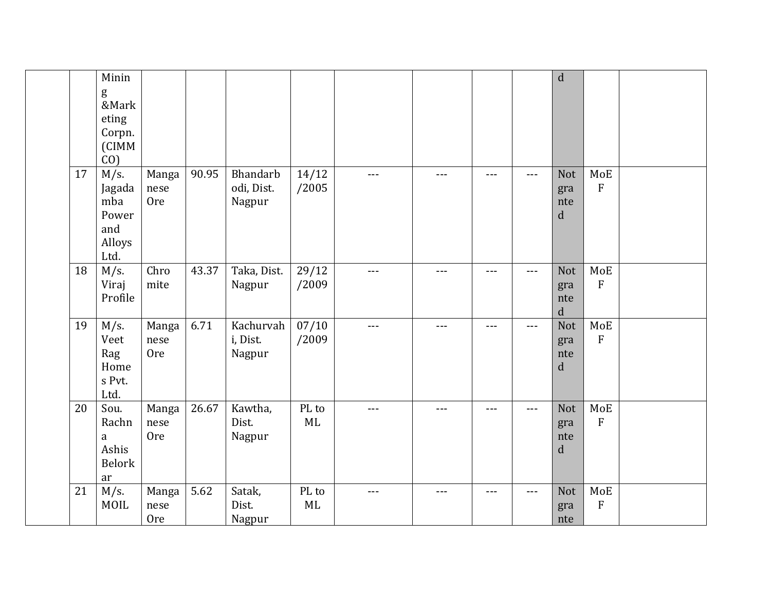| | | | | | | | | | | | | | |
|---|---|---|---|---|---|---|---|---|---|---|---|---|---|
| | | Mining &Marketing Corpn. (CIMMCO) | | | | | | | | | d | | |
| | 17 | M/s. Jagadamba Power and Alloys Ltd. | Manganese Ore | 90.95 | Bhandarbodi, Dist. Nagpur | 14/12/2005 | --- | --- | --- | --- | Not granted | MoEF | |
| | 18 | M/s. Viraj Profile | Chromite | 43.37 | Taka, Dist. Nagpur | 29/12/2009 | --- | --- | --- | --- | Not granted | MoEF | |
| | 19 | M/s. Veet Rag Homes Pvt. Ltd. | Manganese Ore | 6.71 | Kachurvahi, Dist. Nagpur | 07/10/2009 | --- | --- | --- | --- | Not granted | MoEF | |
| | 20 | Sou. Rachna Ashis Belorkar | Manganese Ore | 26.67 | Kawtha, Dist. Nagpur | PL to ML | --- | --- | --- | --- | Not granted | MoEF | |
| | 21 | M/s. MOIL | Manganese Ore | 5.62 | Satak, Dist. Nagpur | PL to ML | --- | --- | --- | --- | Not grante | MoEF | |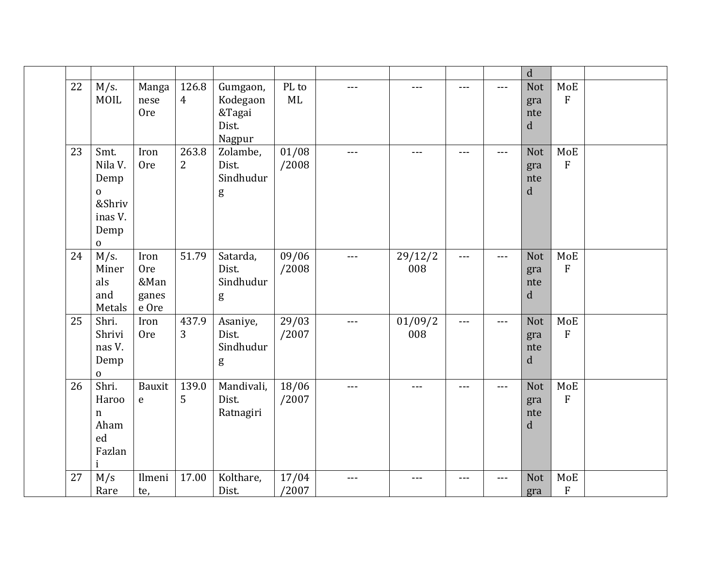| | | | | | | | | | | | | | |
|---|---|---|---|---|---|---|---|---|---|---|---|---|---|
| | | | | | | | | | | | d | | |
| | 22 | M/s. MOIL | Manganese Ore | 126.84 | Gumgaon, Kodegaon &Tagai Dist. Nagpur | PL to ML | --- | --- | --- | --- | Not granted | MoEF | |
| | 23 | Smt. Nila V. Dempo &Shrivinas V. Dempo | Iron Ore | 263.82 | Zolambe, Dist. Sindhudurg | 01/08/2008 | --- | --- | --- | --- | Not granted | MoEF | |
| | 24 | M/s. Minerals and Metals | Iron Ore &Manganese Ore | 51.79 | Satarda, Dist. Sindhudurg | 09/06/2008 | --- | 29/12/2008 | --- | --- | Not granted | MoEF | |
| | 25 | Shri. Shrivinas V. Dempo | Iron Ore | 437.93 | Asaniye, Dist. Sindhudurg | 29/03/2007 | --- | 01/09/2008 | --- | --- | Not granted | MoEF | |
| | 26 | Shri. Haroon Ahamed Fazlani | Bauxite | 139.05 | Mandivali, Dist. Ratnagiri | 18/06/2007 | --- | --- | --- | --- | Not granted | MoEF | |
| | 27 | M/s Rare | Ilmenite, | 17.00 | Kolthare, Dist. | 17/04/2007 | --- | --- | --- | --- | Not gra | MoEF | |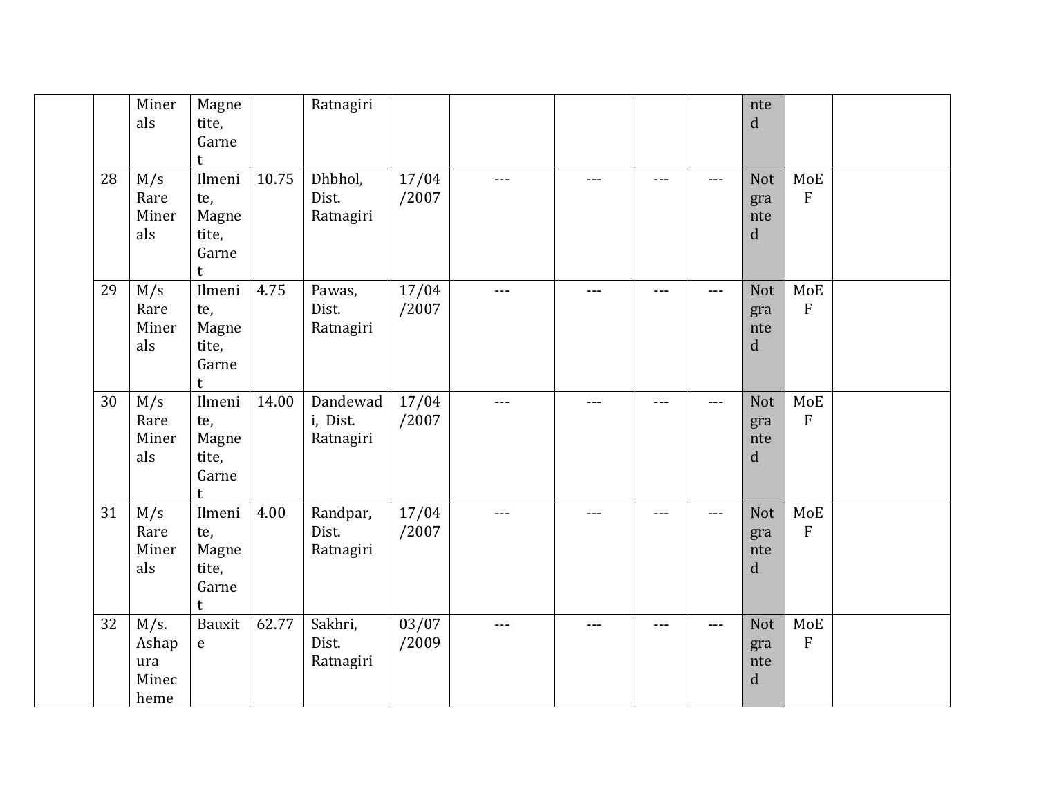| | | | | | | | | | | | | | |
|---|---|---|---|---|---|---|---|---|---|---|---|---|---|
| | | Minerals | Magnetite, Garnet | | Ratnagiri | | | | | | nted | | |
| | 28 | M/s Rare Minerals | Ilmenite, Magnetite, Garnet | 10.75 | Dhbhol, Dist. Ratnagiri | 17/04/2007 | --- | --- | --- | --- | Not granted | MoEF | |
| | 29 | M/s Rare Minerals | Ilmenite, Magnetite, Garnet | 4.75 | Pawas, Dist. Ratnagiri | 17/04/2007 | --- | --- | --- | --- | Not granted | MoEF | |
| | 30 | M/s Rare Minerals | Ilmenite, Magnetite, Garnet | 14.00 | Dandewadi, Dist. Ratnagiri | 17/04/2007 | --- | --- | --- | --- | Not granted | MoEF | |
| | 31 | M/s Rare Minerals | Ilmenite, Magnetite, Garnet | 4.00 | Randpar, Dist. Ratnagiri | 17/04/2007 | --- | --- | --- | --- | Not granted | MoEF | |
| | 32 | M/s. Ashapura Minecheme | Bauxite | 62.77 | Sakhri, Dist. Ratnagiri | 03/07/2009 | --- | --- | --- | --- | Not granted | MoEF | |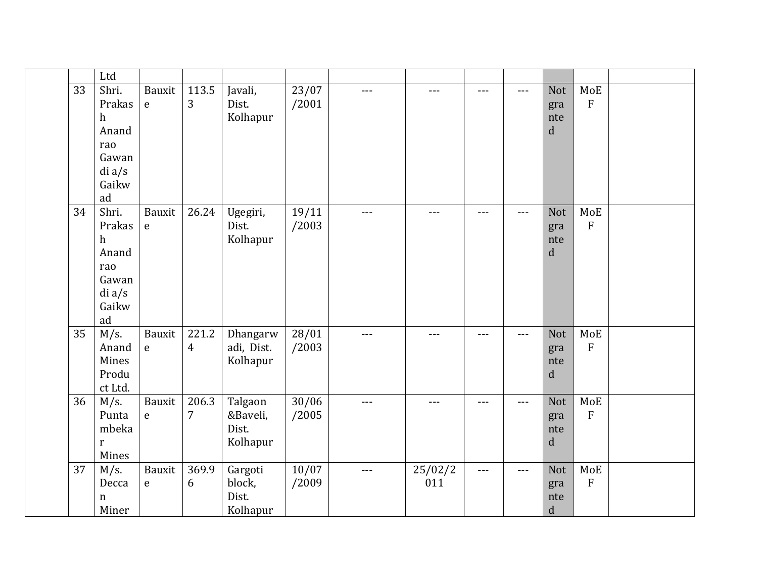| | | | | | | | | | | | | | |
|---|---|---|---|---|---|---|---|---|---|---|---|---|---|
| | | Ltd | | | | | | | | | | | |
| | 33 | Shri. Prakash Anandrao Gawandi a/s Gaikwad | Bauxite | 113.53 | Javali, Dist. Kolhapur | 23/07/2001 | --- | --- | --- | --- | Not granted | MoEF | |
| | 34 | Shri. Prakash Anandrao Gawandi a/s Gaikwad | Bauxite | 26.24 | Ugegiri, Dist. Kolhapur | 19/11/2003 | --- | --- | --- | --- | Not granted | MoEF | |
| | 35 | M/s. Anand Mines Product Ltd. | Bauxite | 221.24 | Dhangarwadi, Dist. Kolhapur | 28/01/2003 | --- | --- | --- | --- | Not granted | MoEF | |
| | 36 | M/s. Puntambekar Mines | Bauxite | 206.37 | Talgaon &Baveli, Dist. Kolhapur | 30/06/2005 | --- | --- | --- | --- | Not granted | MoEF | |
| | 37 | M/s. Deccan Miner | Bauxite | 369.96 | Gargoti block, Dist. Kolhapur | 10/07/2009 | --- | 25/02/2011 | --- | --- | Not granted | MoEF | |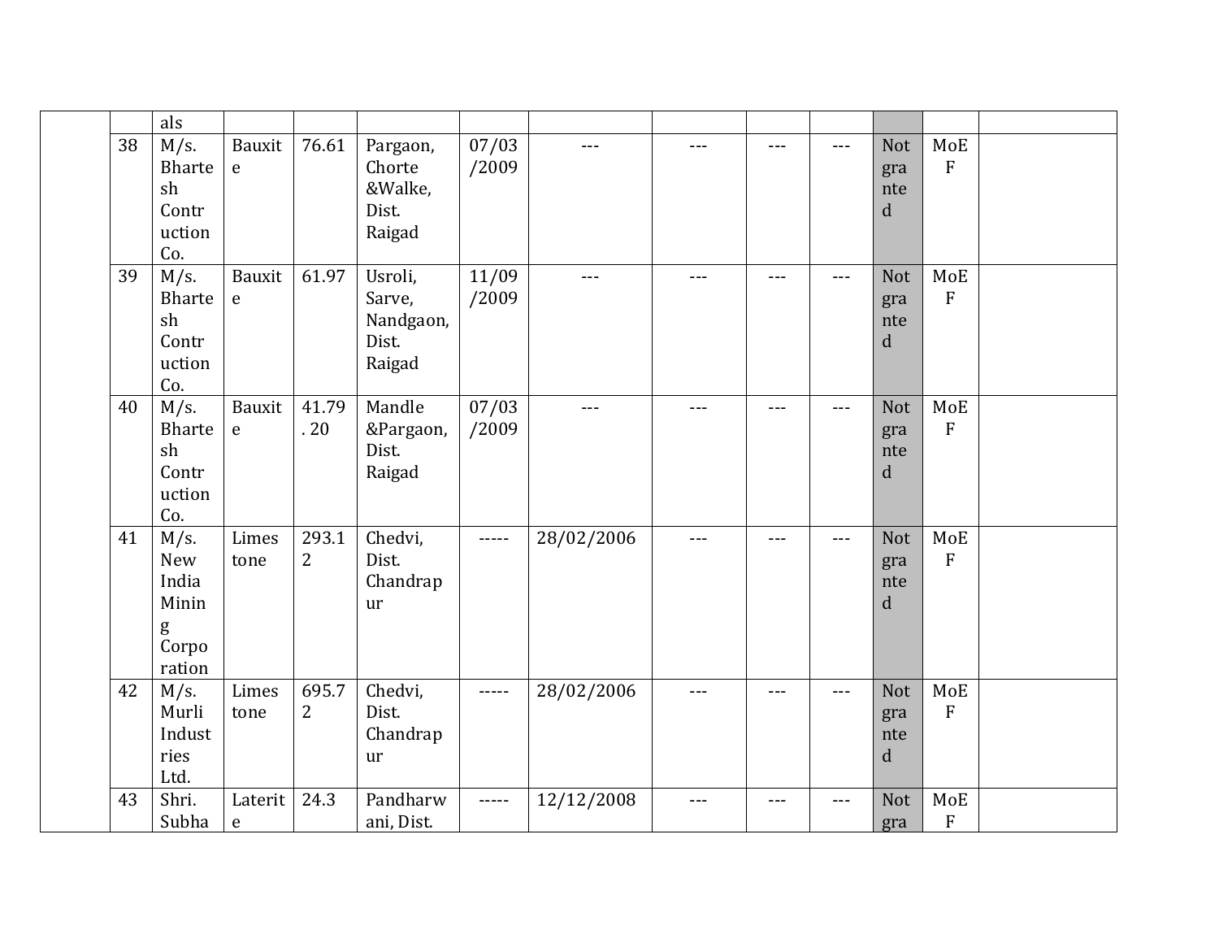| | | | | | | | | | | | | | |
|---|---|---|---|---|---|---|---|---|---|---|---|---|---|
| | | als | | | | | | | | | | | |
| | 38 | M/s. Bhartesh Contruction Co. | Bauxite | 76.61 | Pargaon, Chorte &Walke, Dist. Raigad | 07/03/2009 | --- | --- | --- | --- | Not granted | MoEF | |
| | 39 | M/s. Bhartesh Contruction Co. | Bauxite | 61.97 | Usroli, Sarve, Nandgaon, Dist. Raigad | 11/09/2009 | --- | --- | --- | --- | Not granted | MoEF | |
| | 40 | M/s. Bhartesh Contruction Co. | Bauxite | 41.79. 20 | Mandle &Pargaon, Dist. Raigad | 07/03/2009 | --- | --- | --- | --- | Not granted | MoEF | |
| | 41 | M/s. New India Mining Corporation | Limestone | 293.12 | Chedvi, Dist. Chandrapur | ----- | 28/02/2006 | --- | --- | --- | Not granted | MoEF | |
| | 42 | M/s. Murli Industries Ltd. | Limestone | 695.72 | Chedvi, Dist. Chandrapur | ----- | 28/02/2006 | --- | --- | --- | Not granted | MoEF | |
| | 43 | Shri. Subha | Laterite | 24.3 | Pandharwani, Dist. | ----- | 12/12/2008 | --- | --- | --- | Not gra | MoEF | |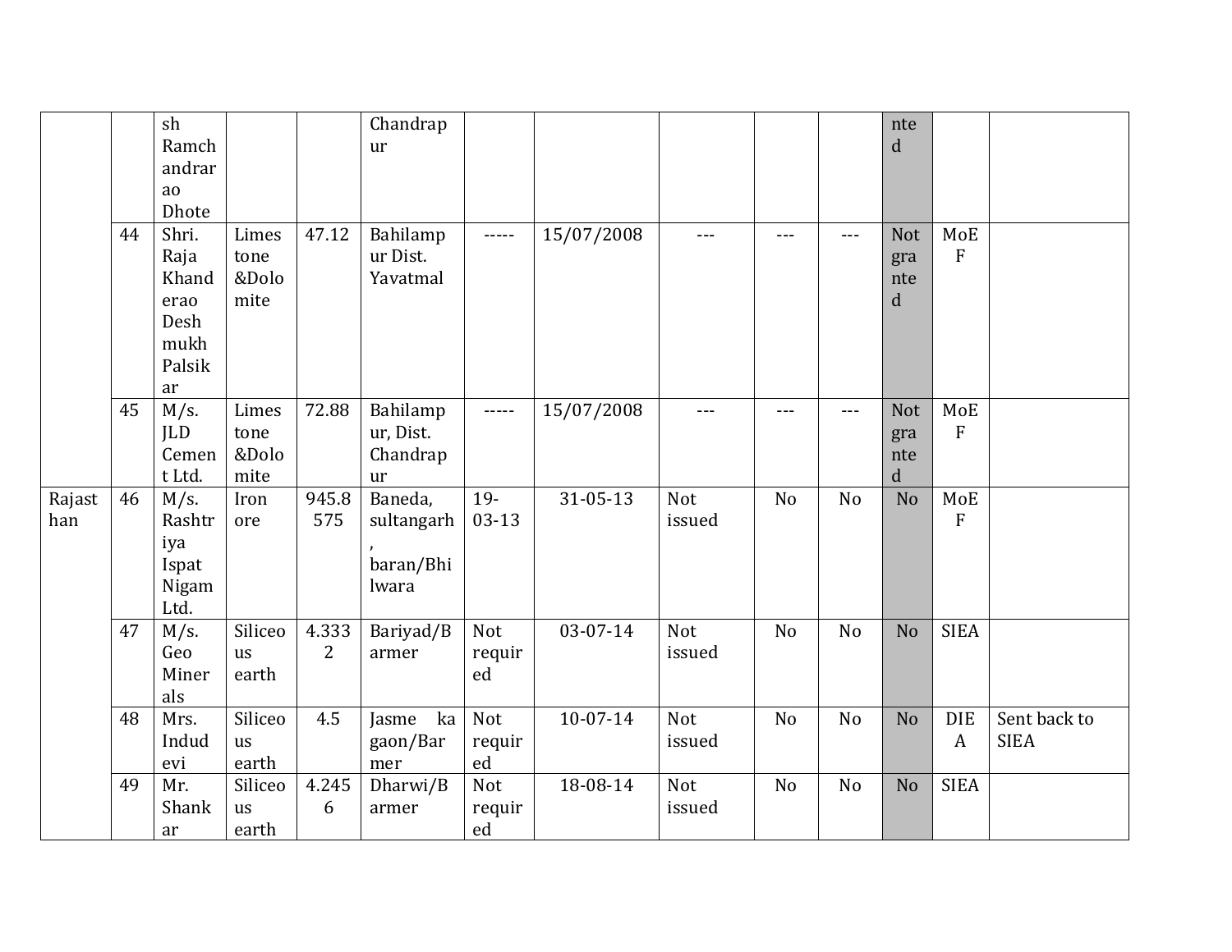| | | | | | | | | | | | | | |
|---|---|---|---|---|---|---|---|---|---|---|---|---|---|
| | | sh Ramchandrarao Dhote | | | Chandrapur | | | | | | nted | | |
| | 44 | Shri. Raja Khanderao Deshmukh Palsikar | Limestone &Dolomite | 47.12 | Bahilampur Dist. Yavatmal | ----- | 15/07/2008 | --- | --- | --- | Not granted | MoEF | |
| | 45 | M/s. JLD Cement Ltd. | Limestone &Dolomite | 72.88 | Bahilampur, Dist. Chandrapur | ----- | 15/07/2008 | --- | --- | --- | Not granted | MoEF | |
| Rajasthan | 46 | M/s. Rashtriya Ispat Nigam Ltd. | Iron ore | 945.8575 | Baneda, sultangarh, baran/Bhilwara | 19-03-13 | 31-05-13 | Not issued | No | No | No | MoEF | |
| | 47 | M/s. Geo Minerals | Siliceous earth | 4.3332 | Bariyad/Barmer | Not required | 03-07-14 | Not issued | No | No | No | SIEA | |
| | 48 | Mrs. Indudevi | Siliceous earth | 4.5 | Jasme ka gaon/Barmer | Not required | 10-07-14 | Not issued | No | No | No | DIEA | Sent back to SIEA |
| | 49 | Mr. Shankar | Siliceous earth | 4.2456 | Dharwi/Barmer | Not required | 18-08-14 | Not issued | No | No | No | SIEA | |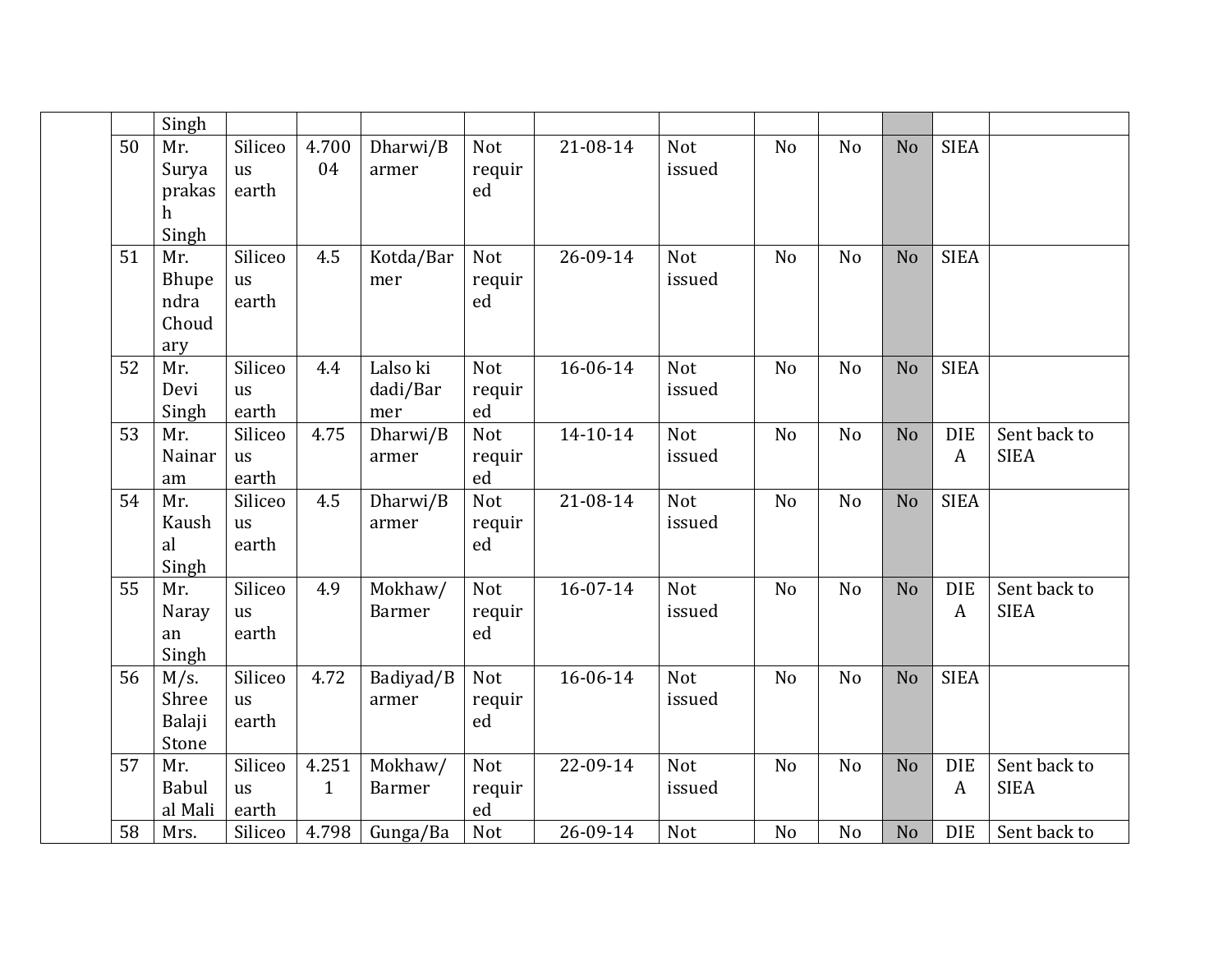| | | | | | | | | | | | | | |
|---|---|---|---|---|---|---|---|---|---|---|---|---|---|
| | | Singh | | | | | | | | | | | |
| | 50 | Mr. Suryaprakash Singh | Siliceous earth | 4.70004 | Dharwi/Barmer | Not required | 21-08-14 | Not issued | No | No | No | SIEA | |
| | 51 | Mr. Bhupendra Choudary | Siliceous earth | 4.5 | Kotda/Barmer | Not required | 26-09-14 | Not issued | No | No | No | SIEA | |
| | 52 | Mr. Devi Singh | Siliceous earth | 4.4 | Lalso ki dadi/Barmer | Not required | 16-06-14 | Not issued | No | No | No | SIEA | |
| | 53 | Mr. Nainaram | Siliceous earth | 4.75 | Dharwi/Barmer | Not required | 14-10-14 | Not issued | No | No | No | DIEA | Sent back to SIEA |
| | 54 | Mr. Kaushal Singh | Siliceous earth | 4.5 | Dharwi/Barmer | Not required | 21-08-14 | Not issued | No | No | No | SIEA | |
| | 55 | Mr. Narayan Singh | Siliceous earth | 4.9 | Mokhaw/Barmer | Not required | 16-07-14 | Not issued | No | No | No | DIEA | Sent back to SIEA |
| | 56 | M/s. Shree Balaji Stone | Siliceous earth | 4.72 | Badiyad/Barmer | Not required | 16-06-14 | Not issued | No | No | No | SIEA | |
| | 57 | Mr. Babulal Mali | Siliceous earth | 4.2511 | Mokhaw/Barmer | Not required | 22-09-14 | Not issued | No | No | No | DIEA | Sent back to SIEA |
| | 58 | Mrs. | Siliceo | 4.798 | Gunga/Ba | Not | 26-09-14 | Not | No | No | No | DIE | Sent back to |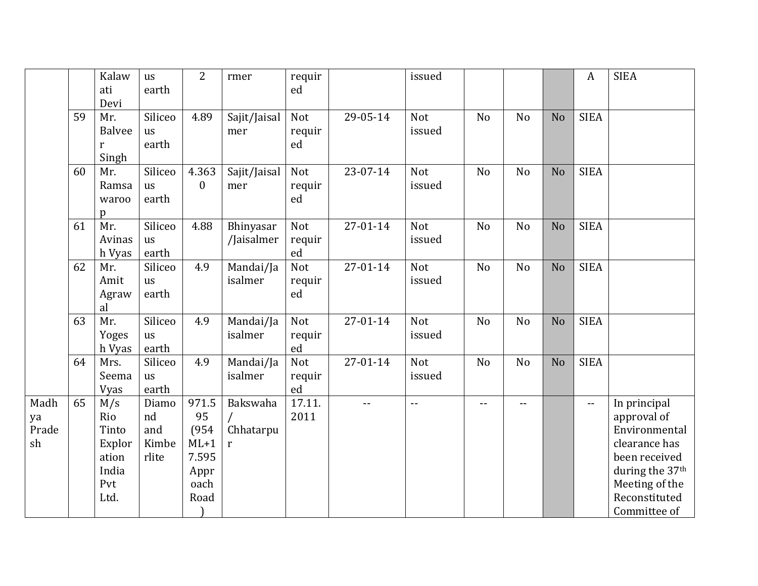| | | | | | | | | | | | | |
|---|---|---|---|---|---|---|---|---|---|---|---|---|
| | | Kalawati Devi | us earth | 2 | rmer | required | | issued | | | | A | SIEA |
| | 59 | Mr. Balveer Singh | Siliceous earth | 4.89 | Sajit/Jaisalmer | Not required | 29-05-14 | Not issued | No | No | No | SIEA | |
| | 60 | Mr. Ramsawaroop | Siliceous earth | 4.3630 | Sajit/Jaisalmer | Not required | 23-07-14 | Not issued | No | No | No | SIEA | |
| | 61 | Mr. Avinash Vyas | Siliceous earth | 4.88 | Bhinyasar/Jaisalmer | Not required | 27-01-14 | Not issued | No | No | No | SIEA | |
| | 62 | Mr. Amit Agrawal | Siliceous earth | 4.9 | Mandai/Jaisalmer | Not required | 27-01-14 | Not issued | No | No | No | SIEA | |
| | 63 | Mr. Yogesh Vyas | Siliceous earth | 4.9 | Mandai/Jaisalmer | Not required | 27-01-14 | Not issued | No | No | No | SIEA | |
| | 64 | Mrs. Seema Vyas | Siliceous earth | 4.9 | Mandai/Jaisalmer | Not required | 27-01-14 | Not issued | No | No | No | SIEA | |
| Madhya Pradesh | 65 | M/s Rio Tinto Exploration India Pvt Ltd. | Diamond and Kimberlite | 971.595 (954 ML+17.595 Approach Road) | Bakswaha / Chhatarpur | 17.11.2011 | -- | -- | -- | -- | | -- | In principal approval of Environmental clearance has been received during the 37th Meeting of the Reconstituted Committee of |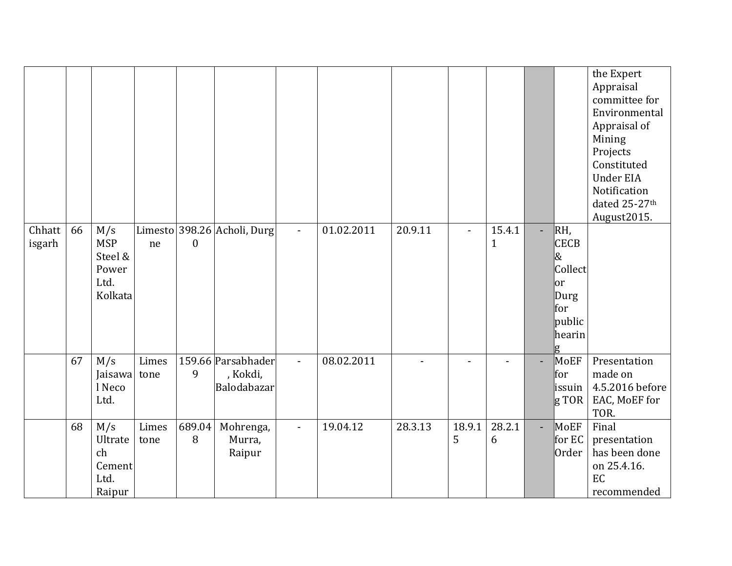| | | | | | | | | | | | | | |
|---|---|---|---|---|---|---|---|---|---|---|---|---|---|
| | | | | | | | | | | | | | the Expert Appraisal committee for Environmental Appraisal of Mining Projects Constituted Under EIA Notification dated 25-27th August2015. |
| Chhattisgarh | 66 | M/s MSP Steel & Power Ltd. Kolkata | Limestone | 398.260 | Acholi, Durg | - | 01.02.2011 | 20.9.11 | - | 15.4.11 | - | RH, CECB & Collector Durg for public hearing | |
| | 67 | M/s Jaisawal Neco Ltd. | Limestone | 159.669 | Parsabhader, Kokdi, Balodabazar | - | 08.02.2011 | - | - | - | - | MoEF for issuing TOR | Presentation made on 4.5.2016 before EAC, MoEF for TOR. |
| | 68 | M/s Ultratech Cement Ltd. Raipur | Limestone | 689.048 | Mohrenga, Murra, Raipur | - | 19.04.12 | 28.3.13 | 18.9.15 | 28.2.16 | - | MoEF for EC Order | Final presentation has been done on 25.4.16. EC recommended |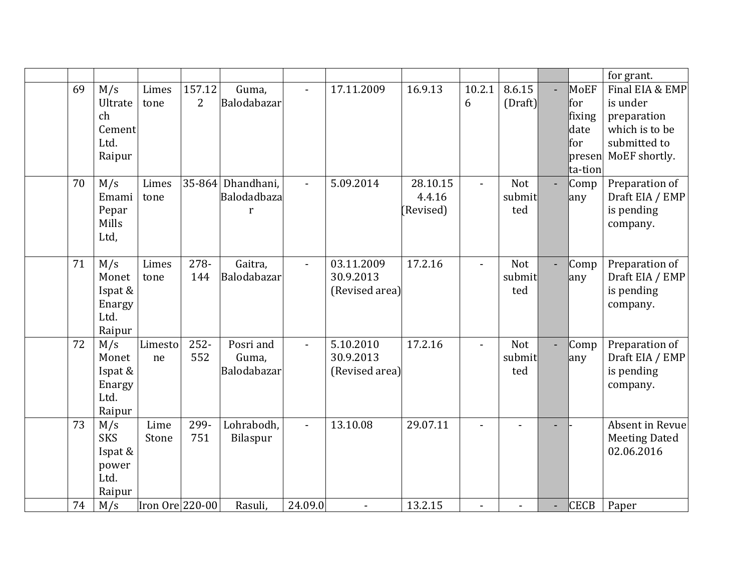| | | | | | | | | | | | | | |
|---|---|---|---|---|---|---|---|---|---|---|---|---|---|
| | | | | | | | | | | | | | for grant. |
| | 69 | M/s Ultratech Cement Ltd. Raipur | Limestone | 157.122 | Guma, Balodabazar | - | 17.11.2009 | 16.9.13 | 10.2.16 | 8.6.15 (Draft) | - | MoEF for fixing date for presenta-tion | Final EIA & EMP is under preparation which is to be submitted to MoEF shortly. |
| | 70 | M/s Emami Pepar Mills Ltd, | Limestone | 35-864 | Dhandhani, Balodadbazar | - | 5.09.2014 | 28.10.15 4.4.16 (Revised) | - | Not submitted | - | Company | Preparation of Draft EIA / EMP is pending company. |
| | 71 | M/s Monet Ispat & Enargy Ltd. Raipur | Limestone | 278-144 | Gaitra, Balodabazar | - | 03.11.2009 30.9.2013 (Revised area) | 17.2.16 | - | Not submitted | - | Company | Preparation of Draft EIA / EMP is pending company. |
| | 72 | M/s Monet Ispat & Enargy Ltd. Raipur | Limestone | 252-552 | Posri and Guma, Balodabazar | - | 5.10.2010 30.9.2013 (Revised area) | 17.2.16 | - | Not submitted | - | Company | Preparation of Draft EIA / EMP is pending company. |
| | 73 | M/s SKS Ispat & power Ltd. Raipur | Lime Stone | 299-751 | Lohrabodh, Bilaspur | - | 13.10.08 | 29.07.11 | - | - | - | - | Absent in Revue Meeting Dated 02.06.2016 |
| | 74 | M/s | Iron Ore | 220-00 | Rasuli, | 24.09.0 | - | 13.2.15 | - | - | - | CECB | Paper |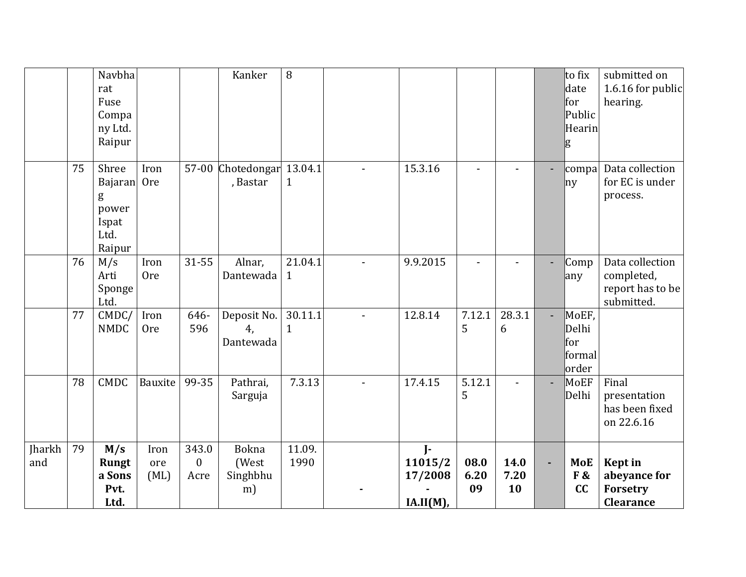| | | | | | | | | | | | | | |
|---|---|---|---|---|---|---|---|---|---|---|---|---|---|
| | | Navbharat Fuse Company Ltd. Raipur | | | Kanker | 8 | | | | | | to fix date for Public Hearing | submitted on 1.6.16 for public hearing. |
| | 75 | Shree Bajarang power Ispat Ltd. Raipur | Iron Ore | 57-00 | Chotedongar, Bastar | 13.04.11 | - | 15.3.16 | - | - | - | company | Data collection for EC is under process. |
| | 76 | M/s Arti Sponge Ltd. | Iron Ore | 31-55 | Alnar, Dantewada | 21.04.11 | - | 9.9.2015 | - | - | - | Company | Data collection completed, report has to be submitted. |
| | 77 | CMDC/NMDC | Iron Ore | 646-596 | Deposit No. 4, Dantewada | 30.11.11 | - | 12.8.14 | 7.12.15 | 28.3.16 | - | MoEF, Delhi for formal order | |
| | 78 | CMDC | Bauxite | 99-35 | Pathrai, Sarguja | 7.3.13 | - | 17.4.15 | 5.12.15 | - | - | MoEF Delhi | Final presentation has been fixed on 22.6.16 |
| Jharkhand | 79 | **M/s Rungta Sons Pvt. Ltd.** | Iron ore (ML) | 343.00 Acre | Bokna (West Singhbhum) | 11.09.1990 | **-** | **J-11015/217/2008-IA.II(M),** | **08.06.2009** | **14.07.2010** | **-** | **MoEF & CC** | **Kept in abeyance for Forsetry Clearance** |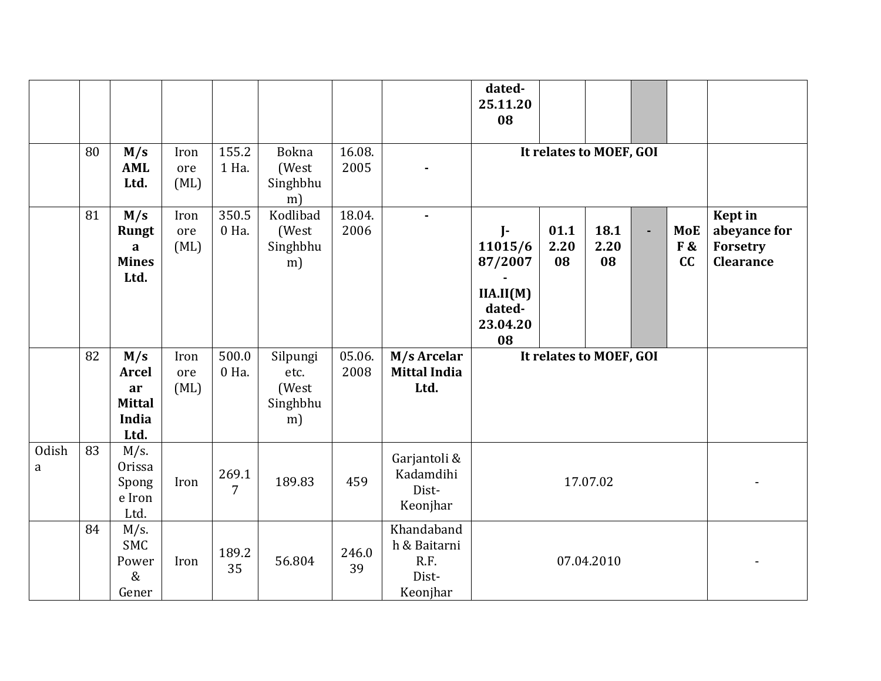|  |  |  |  |  |  |  |  |  |  |  |  |  |  |
|---|---|---|---|---|---|---|---|---|---|---|---|---|---|
|  |  |  |  |  |  |  |  | **dated-25.11.2008** |  |  |  |  |  |
|  | 80 | **M/s AML Ltd.** | Iron ore (ML) | 155.21 Ha. | Bokna (West Singhbhum) | 16.08.2005 | - | **It relates to MOEF, GOI** |  |  |  |  |  |
|  | 81 | **M/s Rungta Mines Ltd.** | Iron ore (ML) | 350.50 Ha. | Kodlibad (West Singhbhum) | 18.04.2006 | - | **J-11015/687/2007-IIA.II(M) dated-23.04.2008** | **01.12.2008** | **18.12.2008** | **-** | **MoEF & CC** | **Kept in abeyance for Forsetry Clearance** |
|  | 82 | **M/s Arcelar Mittal India Ltd.** | Iron ore (ML) | 500.00 Ha. | Silpungi etc. (West Singhbhum) | 05.06.2008 | **M/s Arcelar Mittal India Ltd.** | **It relates to MOEF, GOI** |  |  |  |  |  |
| Odisha | 83 | M/s. Orissa Sponge Iron Ltd. | Iron | 269.17 | 189.83 | 459 | Garjantoli & Kadamdihi Dist-Keonjhar | 17.07.02 |  |  |  |  | - |
|  | 84 | M/s. SMC Power & Gener | Iron | 189.235 | 56.804 | 246.039 | Khandabandh & Baitarni R.F. Dist-Keonjhar | 07.04.2010 |  |  |  |  | - |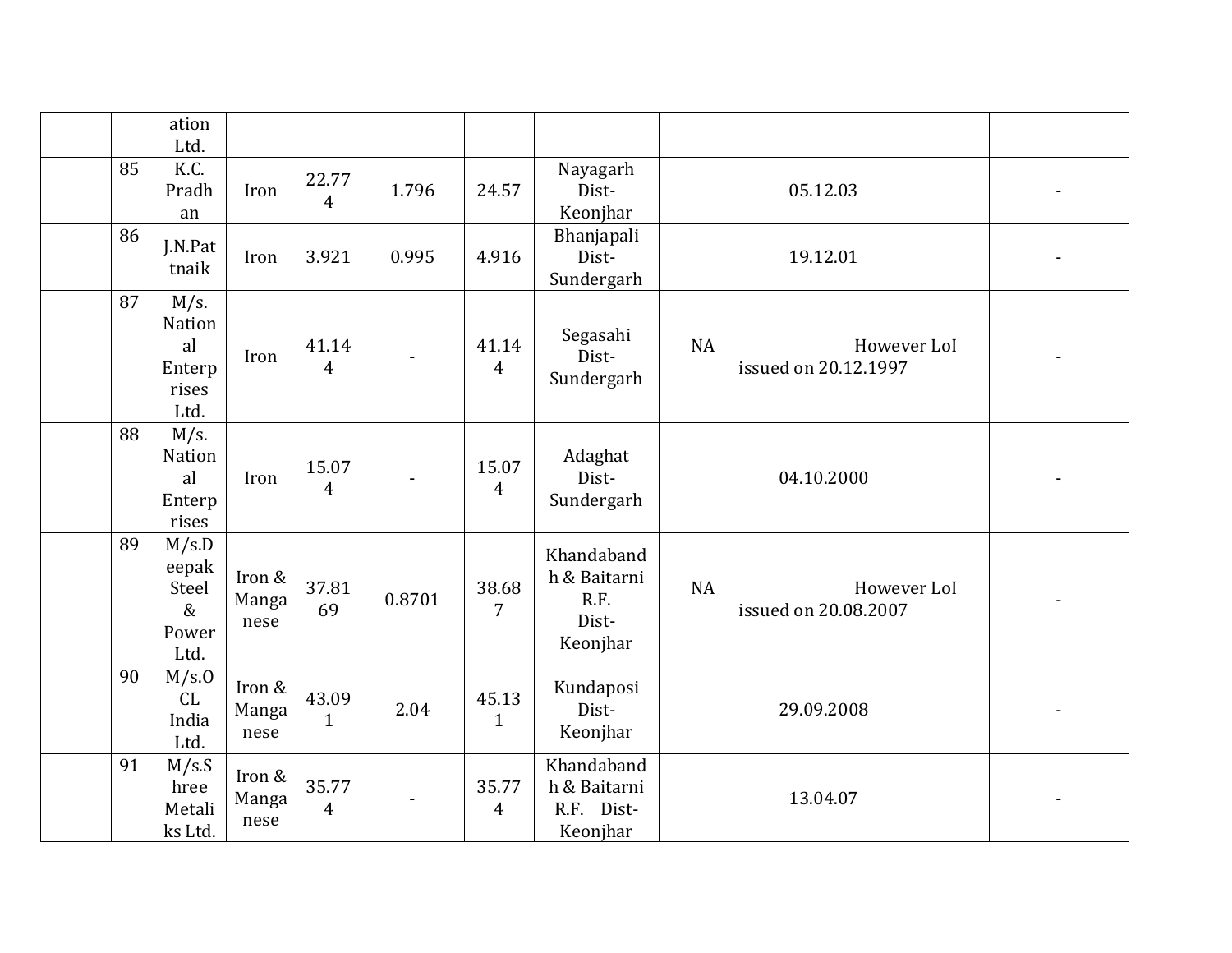| | | | | | | | | | |
|---|---|---|---|---|---|---|---|---|---|
| | | ation Ltd. | | | | | | | |
| | 85 | K.C. Pradhan | Iron | 22.774 | 1.796 | 24.57 | Nayagarh Dist-Keonjhar | 05.12.03 | - |
| | 86 | J.N.Pattnaik | Iron | 3.921 | 0.995 | 4.916 | Bhanjapali Dist-Sundergarh | 19.12.01 | - |
| | 87 | M/s. National Enterprises Ltd. | Iron | 41.144 | - | 41.144 | Segasahi Dist-Sundergarh | NA However LoI issued on 20.12.1997 | - |
| | 88 | M/s. National Enterprises | Iron | 15.074 | - | 15.074 | Adaghat Dist-Sundergarh | 04.10.2000 | - |
| | 89 | M/s.Deepak Steel & Power Ltd. | Iron & Manganese | 37.8169 | 0.8701 | 38.687 | Khandabandh & Baitarni R.F. Dist-Keonjhar | NA However LoI issued on 20.08.2007 | - |
| | 90 | M/s.OCL India Ltd. | Iron & Manganese | 43.091 | 2.04 | 45.131 | Kundaposi Dist-Keonjhar | 29.09.2008 | - |
| | 91 | M/s.Shree Metaliks Ltd. | Iron & Manganese | 35.774 | - | 35.774 | Khandabandh & Baitarni R.F. Dist-Keonjhar | 13.04.07 | - |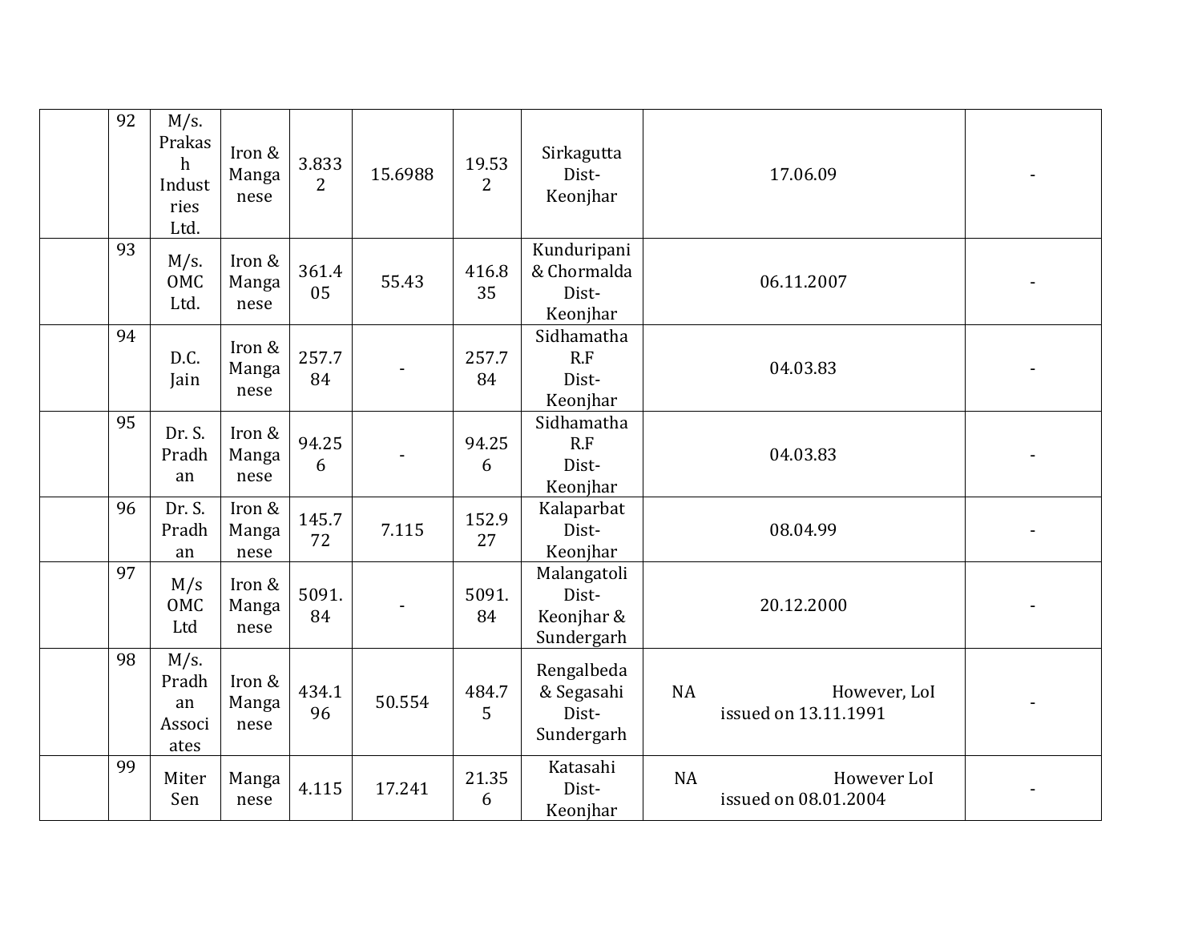|  |  |  |  |  |  |  |  |  |  |
|---|---|---|---|---|---|---|---|---|---|
|  | 92 | M/s. Prakash Industries Ltd. | Iron & Manganese | 3.8332 | 15.6988 | 19.532 | Sirkagutta Dist- Keonjhar | 17.06.09 | - |
|  | 93 | M/s. OMC Ltd. | Iron & Manganese | 361.405 | 55.43 | 416.835 | Kunduripani & Chormalda Dist- Keonjhar | 06.11.2007 | - |
|  | 94 | D.C. Jain | Iron & Manganese | 257.784 | - | 257.784 | Sidhamatha R.F Dist- Keonjhar | 04.03.83 | - |
|  | 95 | Dr. S. Pradhan | Iron & Manganese | 94.256 | - | 94.256 | Sidhamatha R.F Dist- Keonjhar | 04.03.83 | - |
|  | 96 | Dr. S. Pradhan | Iron & Manganese | 145.772 | 7.115 | 152.927 | Kalaparbat Dist- Keonjhar | 08.04.99 | - |
|  | 97 | M/s OMC Ltd | Iron & Manganese | 5091.84 | - | 5091.84 | Malangatoli Dist- Keonjhar & Sundergarh | 20.12.2000 | - |
|  | 98 | M/s. Pradhan Associates | Iron & Manganese | 434.196 | 50.554 | 484.75 | Rengalbeda & Segasahi Dist- Sundergarh | NA However, LoI issued on 13.11.1991 | - |
|  | 99 | Miter Sen | Manganese | 4.115 | 17.241 | 21.356 | Katasahi Dist- Keonjhar | NA However LoI issued on 08.01.2004 | - |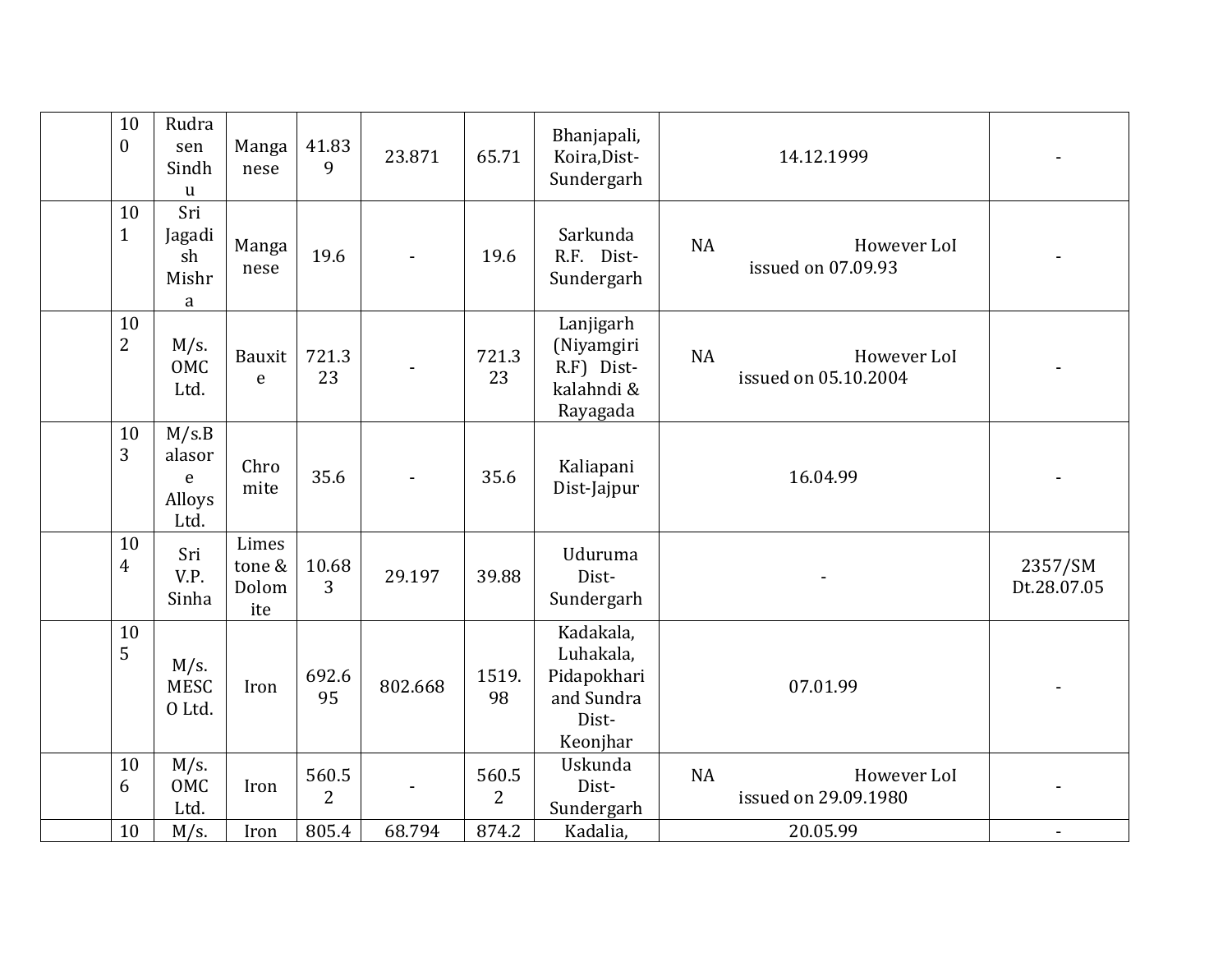| | | | | | | | | | |
|---|---|---|---|---|---|---|---|---|---|
| | 100 | Rudrasen Sindhu | Manganese | 41.839 | 23.871 | 65.71 | Bhanjapali, Koira,Dist-Sundergarh | 14.12.1999 | - |
| | 101 | Sri Jagadish Mishra | Manganese | 19.6 | - | 19.6 | Sarkunda R.F. Dist-Sundergarh | NA However LoI issued on 07.09.93 | - |
| | 102 | M/s. OMC Ltd. | Bauxite | 721.323 | - | 721.323 | Lanjigarh (Niyamgiri R.F) Dist-kalahndi & Rayagada | NA However LoI issued on 05.10.2004 | - |
| | 103 | M/s.Balasore Alloys Ltd. | Chromite | 35.6 | - | 35.6 | Kaliapani Dist-Jajpur | 16.04.99 | - |
| | 104 | Sri V.P. Sinha | Limestone & Dolomite | 10.683 | 29.197 | 39.88 | Uduruma Dist-Sundergarh | - | 2357/SM Dt.28.07.05 |
| | 105 | M/s. MESCO Ltd. | Iron | 692.695 | 802.668 | 1519.98 | Kadakala, Luhakala, Pidapokhari and Sundra Dist-Keonjhar | 07.01.99 | - |
| | 106 | M/s. OMC Ltd. | Iron | 560.52 | - | 560.52 | Uskunda Dist-Sundergarh | NA However LoI issued on 29.09.1980 | - |
| | 10 | M/s. | Iron | 805.4 | 68.794 | 874.2 | Kadalia, | 20.05.99 | - |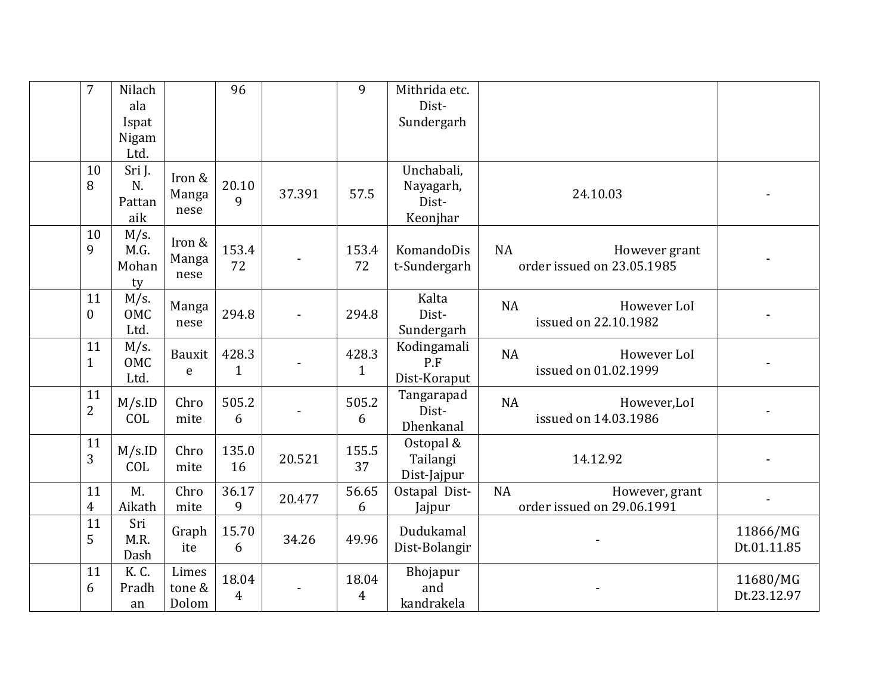| | | | | | | | | | |
|---|---|---|---|---|---|---|---|---|---|
| | 7 | Nilachala Ispat Nigam Ltd. | | 96 | | 9 | Mithrida etc. Dist-Sundergarh | | |
| | 108 | Sri J. N. Pattanaik | Iron & Manganese | 20.109 | 37.391 | 57.5 | Unchabali, Nayagarh, Dist-Keonjhar | 24.10.03 | - |
| | 109 | M/s. M.G. Mohanty | Iron & Manganese | 153.472 | - | 153.472 | KomandoDist-Sundergarh | NA However grant order issued on 23.05.1985 | - |
| | 110 | M/s. OMC Ltd. | Manganese | 294.8 | - | 294.8 | Kalta Dist-Sundergarh | NA However LoI issued on 22.10.1982 | - |
| | 111 | M/s. OMC Ltd. | Bauxite | 428.31 | - | 428.31 | Kodingamali P.F Dist-Koraput | NA However LoI issued on 01.02.1999 | - |
| | 112 | M/s.IDCOL | Chromite | 505.26 | - | 505.26 | Tangarapad Dist-Dhenkanal | NA However,LoI issued on 14.03.1986 | - |
| | 113 | M/s.IDCOL | Chromite | 135.016 | 20.521 | 155.537 | Ostopal & Tailangi Dist-Jajpur | 14.12.92 | - |
| | 114 | M. Aikath | Chromite | 36.179 | 20.477 | 56.656 | Ostapal Dist-Jajpur | NA However, grant order issued on 29.06.1991 | - |
| | 115 | Sri M.R. Dash | Graphite | 15.706 | 34.26 | 49.96 | Dudukamal Dist-Bolangir | - | 11866/MG Dt.01.11.85 |
| | 116 | K. C. Pradhan | Limestone & Dolom | 18.044 | - | 18.044 | Bhojapur and kandrakela | - | 11680/MG Dt.23.12.97 |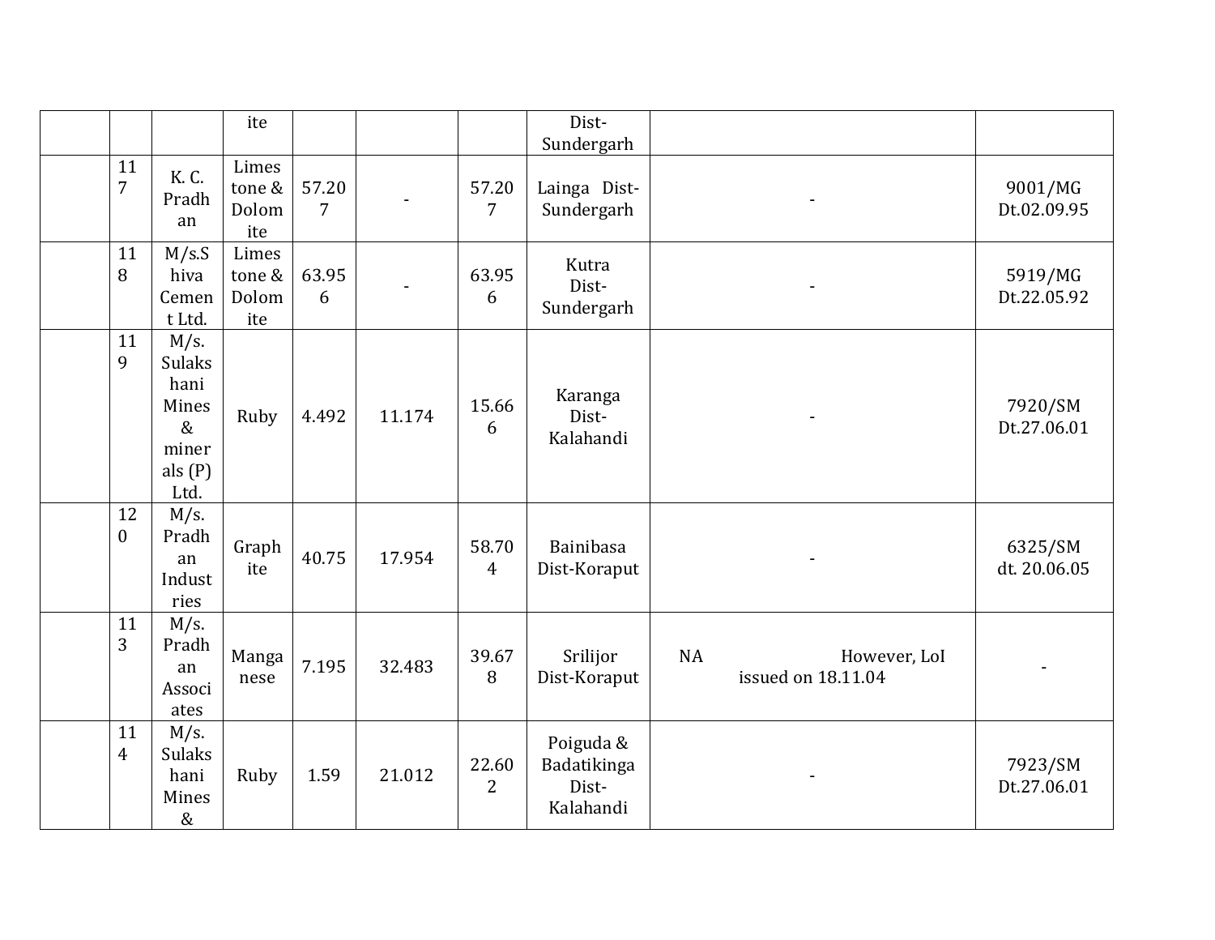|  |  |  | ite |  |  |  | Dist-Sundergarh |  |  |
|---|---|---|---|---|---|---|---|---|---|
|  | 117 | K. C. Pradhan | Limestone & Dolomite | 57.207 | - | 57.207 | Lainga Dist-Sundergarh | - | 9001/MG Dt.02.09.95 |
|  | 118 | M/s.Shiva Cement Ltd. | Limestone & Dolomite | 63.956 | - | 63.956 | Kutra Dist-Sundergarh | - | 5919/MG Dt.22.05.92 |
|  | 119 | M/s. Sulakshani Mines & minerals (P) Ltd. | Ruby | 4.492 | 11.174 | 15.666 | Karanga Dist-Kalahandi | - | 7920/SM Dt.27.06.01 |
|  | 120 | M/s. Pradhan Industries | Graphite | 40.75 | 17.954 | 58.704 | Bainibasa Dist-Koraput | - | 6325/SM dt. 20.06.05 |
|  | 113 | M/s. Pradhan Associates | Manganese | 7.195 | 32.483 | 39.678 | Srilijor Dist-Koraput | NA However, LoI issued on 18.11.04 | - |
|  | 114 | M/s. Sulakshani Mines & | Ruby | 1.59 | 21.012 | 22.602 | Poiguda & Badatikinga Dist-Kalahandi | - | 7923/SM Dt.27.06.01 |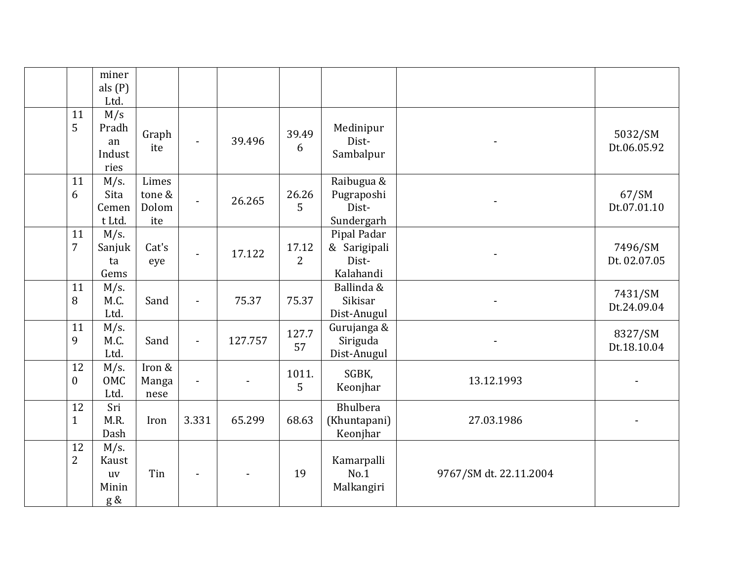| | | minerals (P) Ltd. | | | | | | | |
|---|---|---|---|---|---|---|---|---|---|
| | 115 | M/s Pradhan Industries | Graphite | - | 39.496 | 39.496 | Medinipur Dist-Sambalpur | - | 5032/SM Dt.06.05.92 |
| | 116 | M/s. Sita Cement Ltd. | Limestone & Dolomite | - | 26.265 | 26.265 | Raibugua & Pugraposhi Dist-Sundergarh | - | 67/SM Dt.07.01.10 |
| | 117 | M/s. Sanjukta Gems | Cat's eye | - | 17.122 | 17.122 | Pipal Padar & Sarigipali Dist-Kalahandi | - | 7496/SM Dt. 02.07.05 |
| | 118 | M/s. M.C. Ltd. | Sand | - | 75.37 | 75.37 | Ballinda & Sikisar Dist-Anugul | - | 7431/SM Dt.24.09.04 |
| | 119 | M/s. M.C. Ltd. | Sand | - | 127.757 | 127.757 | Gurujanga & Siriguda Dist-Anugul | - | 8327/SM Dt.18.10.04 |
| | 120 | M/s. OMC Ltd. | Iron & Manganese | - | - | 1011.5 | SGBK, Keonjhar | 13.12.1993 | - |
| | 121 | Sri M.R. Dash | Iron | 3.331 | 65.299 | 68.63 | Bhulbera (Khuntapani) Keonjhar | 27.03.1986 | - |
| | 122 | M/s. Kaustuv Mining & | Tin | - | - | 19 | Kamarpalli No.1 Malkangiri | 9767/SM dt. 22.11.2004 | |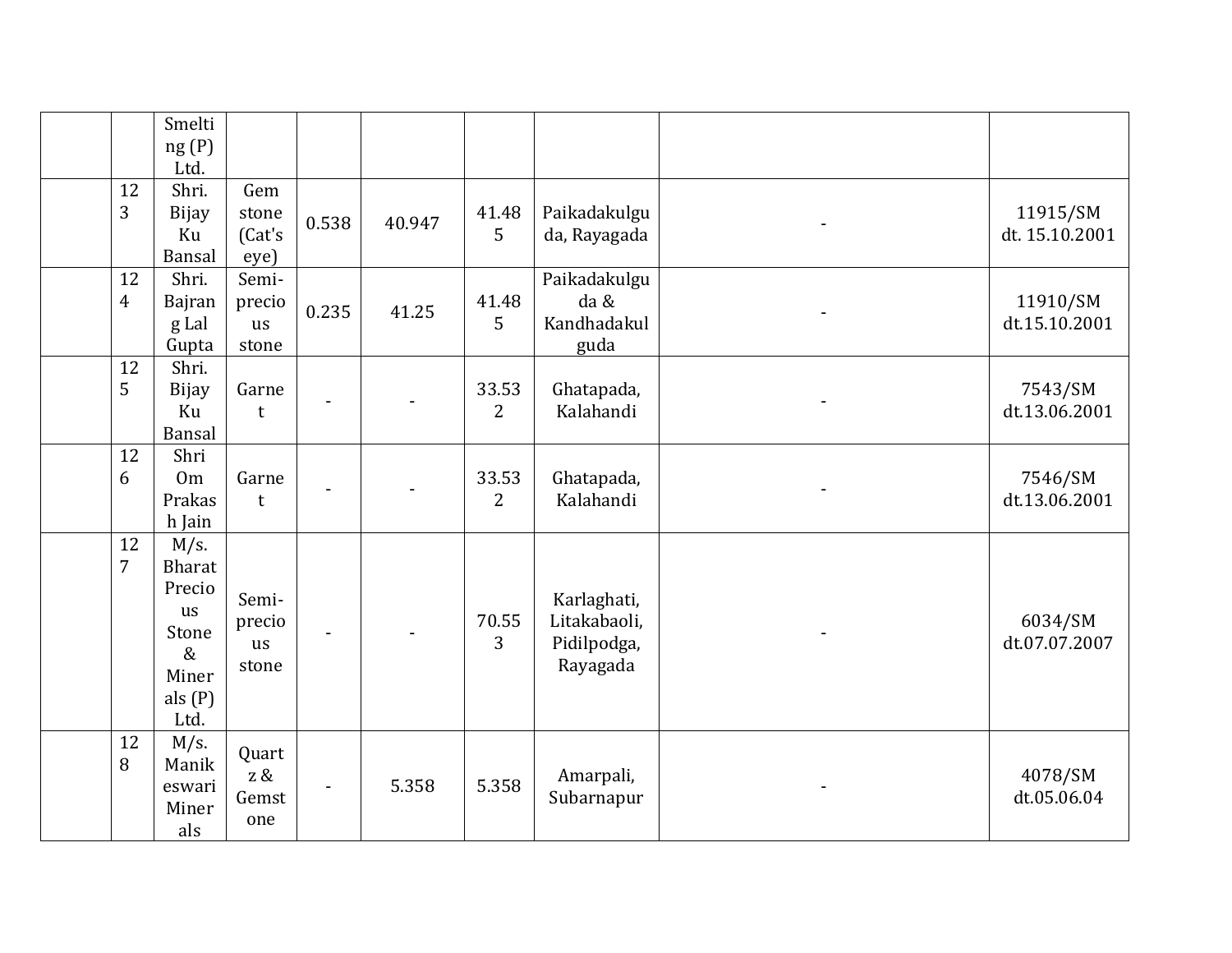| | | Smelting (P) Ltd. | | | | | | | |
|---|---|---|---|---|---|---|---|---|---|
| | 123 | Shri. Bijay Ku Bansal | Gem stone (Cat's eye) | 0.538 | 40.947 | 41.485 | Paikadakulguda, Rayagada | - | 11915/SM dt. 15.10.2001 |
| | 124 | Shri. Bajrang Lal Gupta | Semi-precious stone | 0.235 | 41.25 | 41.485 | Paikadakulguda & Kandhadakulguda | - | 11910/SM dt.15.10.2001 |
| | 125 | Shri. Bijay Ku Bansal | Garnet | - | - | 33.532 | Ghatapada, Kalahandi | - | 7543/SM dt.13.06.2001 |
| | 126 | Shri Om Prakash Jain | Garnet | - | - | 33.532 | Ghatapada, Kalahandi | - | 7546/SM dt.13.06.2001 |
| | 127 | M/s. Bharat Precious Stone & Minerals (P) Ltd. | Semi-precious stone | - | - | 70.553 | Karlaghati, Litakabaoli, Pidilpodga, Rayagada | - | 6034/SM dt.07.07.2007 |
| | 128 | M/s. Manikeswari Minerals | Quartz & Gemstone | - | 5.358 | 5.358 | Amarpali, Subarnapur | - | 4078/SM dt.05.06.04 |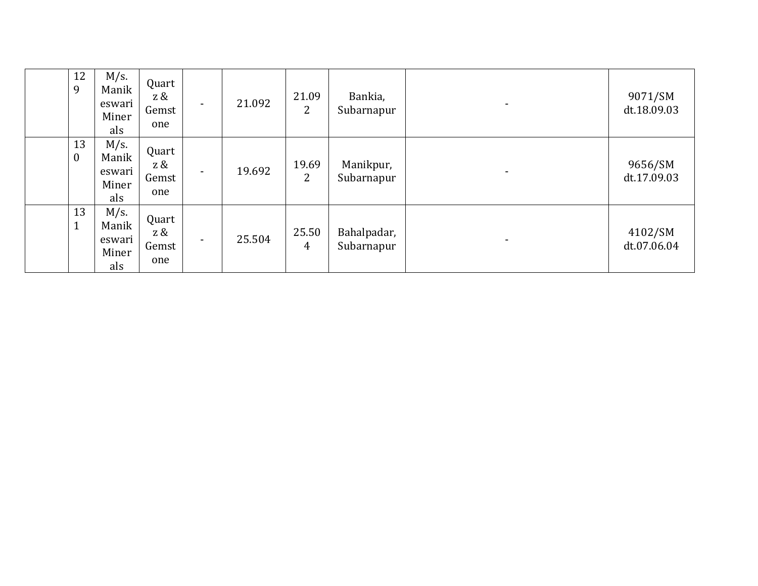| | | | | | | | | | |
|---|---|---|---|---|---|---|---|---|---|
| | 129 | M/s. Manikeswari Minerals | Quartz & Gemstone | - | 21.092 | 21.092 | Bankia, Subarnapur | - | 9071/SM dt.18.09.03 |
| | 130 | M/s. Manikeswari Minerals | Quartz & Gemstone | - | 19.692 | 19.692 | Manikpur, Subarnapur | - | 9656/SM dt.17.09.03 |
| | 131 | M/s. Manikeswari Minerals | Quartz & Gemstone | - | 25.504 | 25.504 | Bahalpadar, Subarnapur | - | 4102/SM dt.07.06.04 |